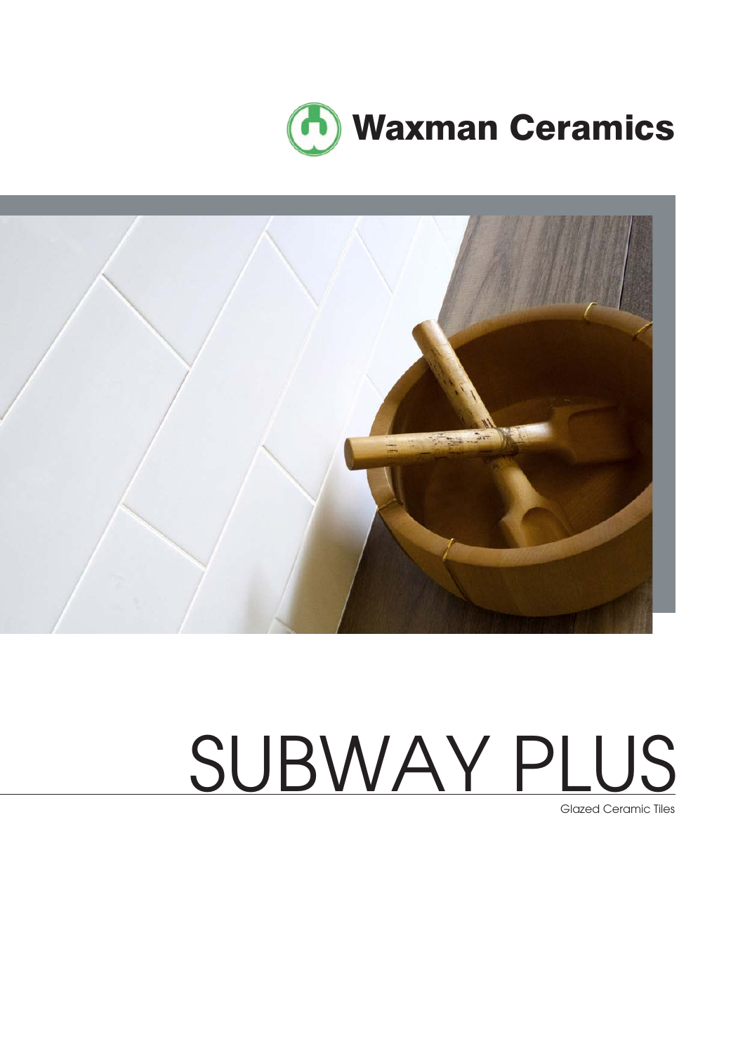Waxman Ceramics

# SUBWAY PLUS

Glazed Ceramic Tiles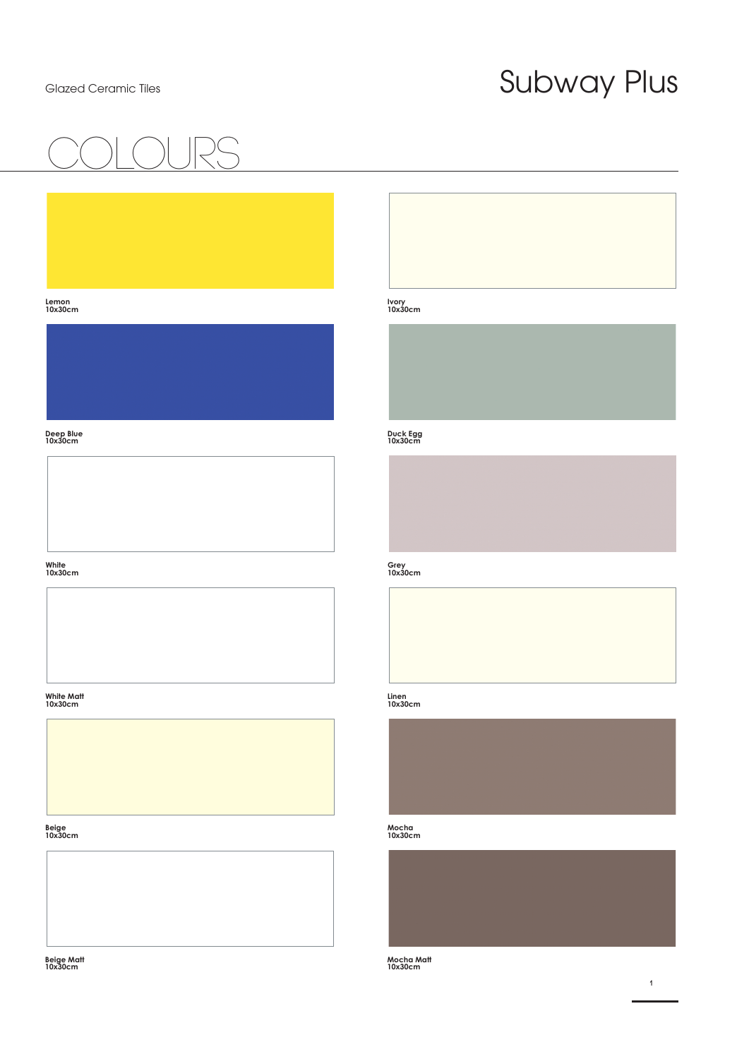Glazed Ceramic Tiles

# Subway Plus

## COLOURS

**Lemon**
**10x30cm**

**Deep Blue**
**10x30cm**

**White**
**10x30cm**

**White Matt**
**10x30cm**

**Beige**
**10x30cm**

**Beige Matt**
**10x30cm**

**Ivory**
**10x30cm**

**Duck Egg**
**10x30cm**

**Grey**
**10x30cm**

**Linen**
**10x30cm**

**Mocha**
**10x30cm**

**Mocha Matt**
**10x30cm**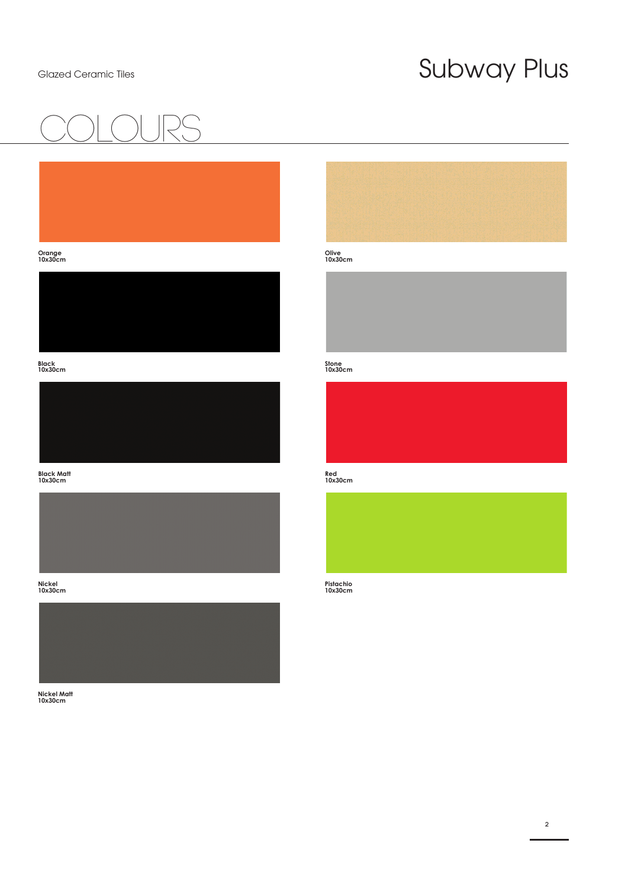Glazed Ceramic Tiles

# Subway Plus

## COLOURS

**Orange**
**10x30cm**

**Black**
**10x30cm**

**Black Matt**
**10x30cm**

**Nickel**
**10x30cm**

**Nickel Matt**
**10x30cm**

**Olive**
**10x30cm**

**Stone**
**10x30cm**

**Red**
**10x30cm**

**Pistachio**
**10x30cm**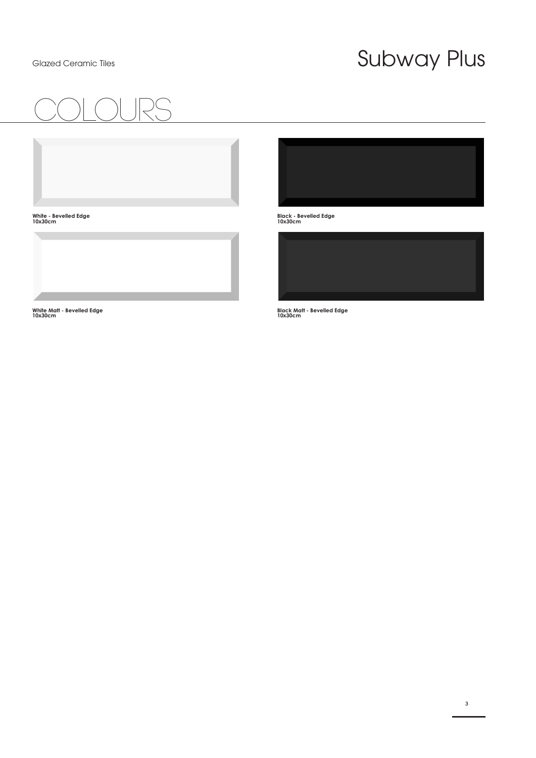Glazed Ceramic Tiles

# Subway Plus

## COLOURS

**White - Bevelled Edge**
**10x30cm**

**Black - Bevelled Edge**
**10x30cm**

**White Matt - Bevelled Edge**
**10x30cm**

**Black Matt - Bevelled Edge**
**10x30cm**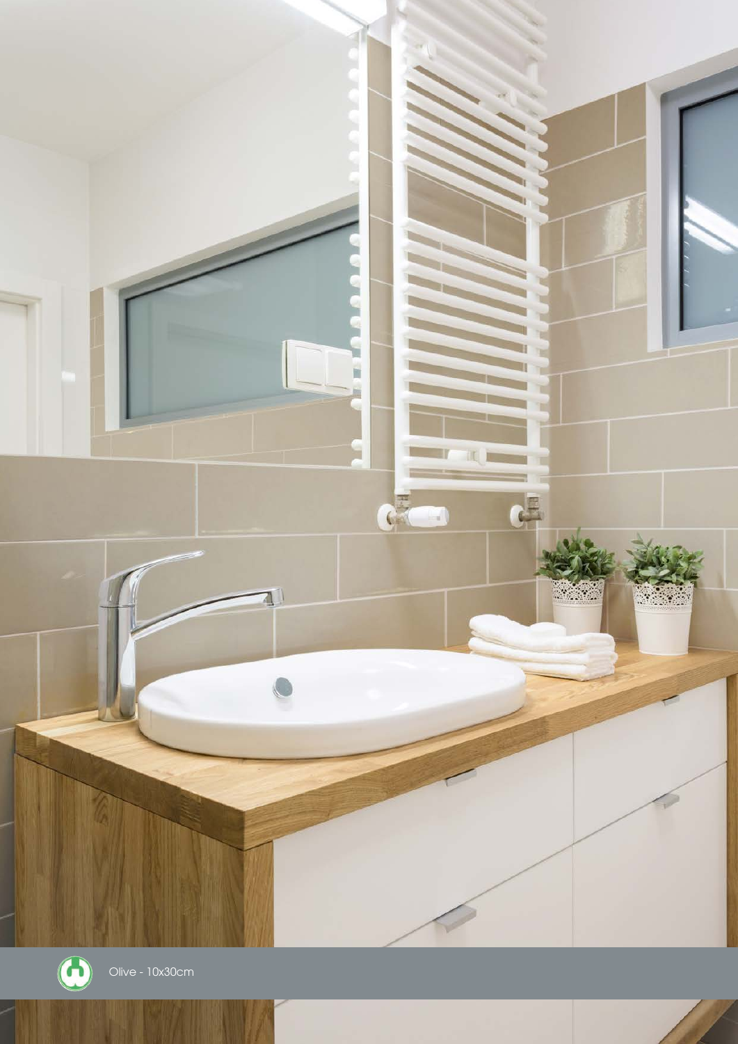Olive - 10x30cm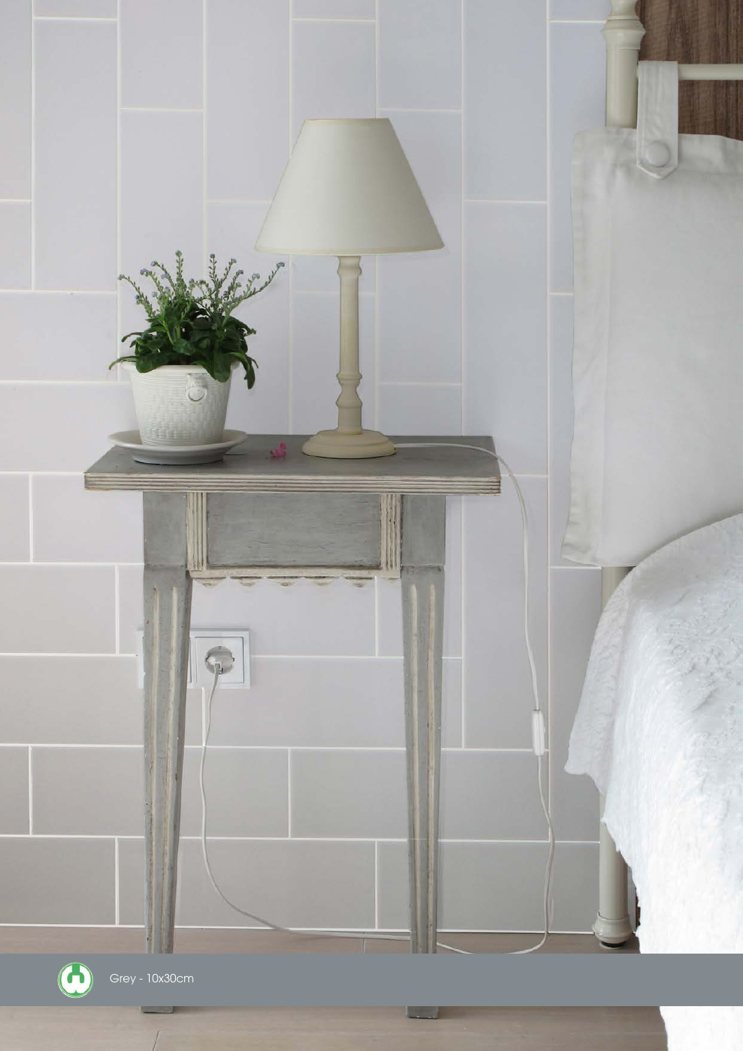Grey - 10x30cm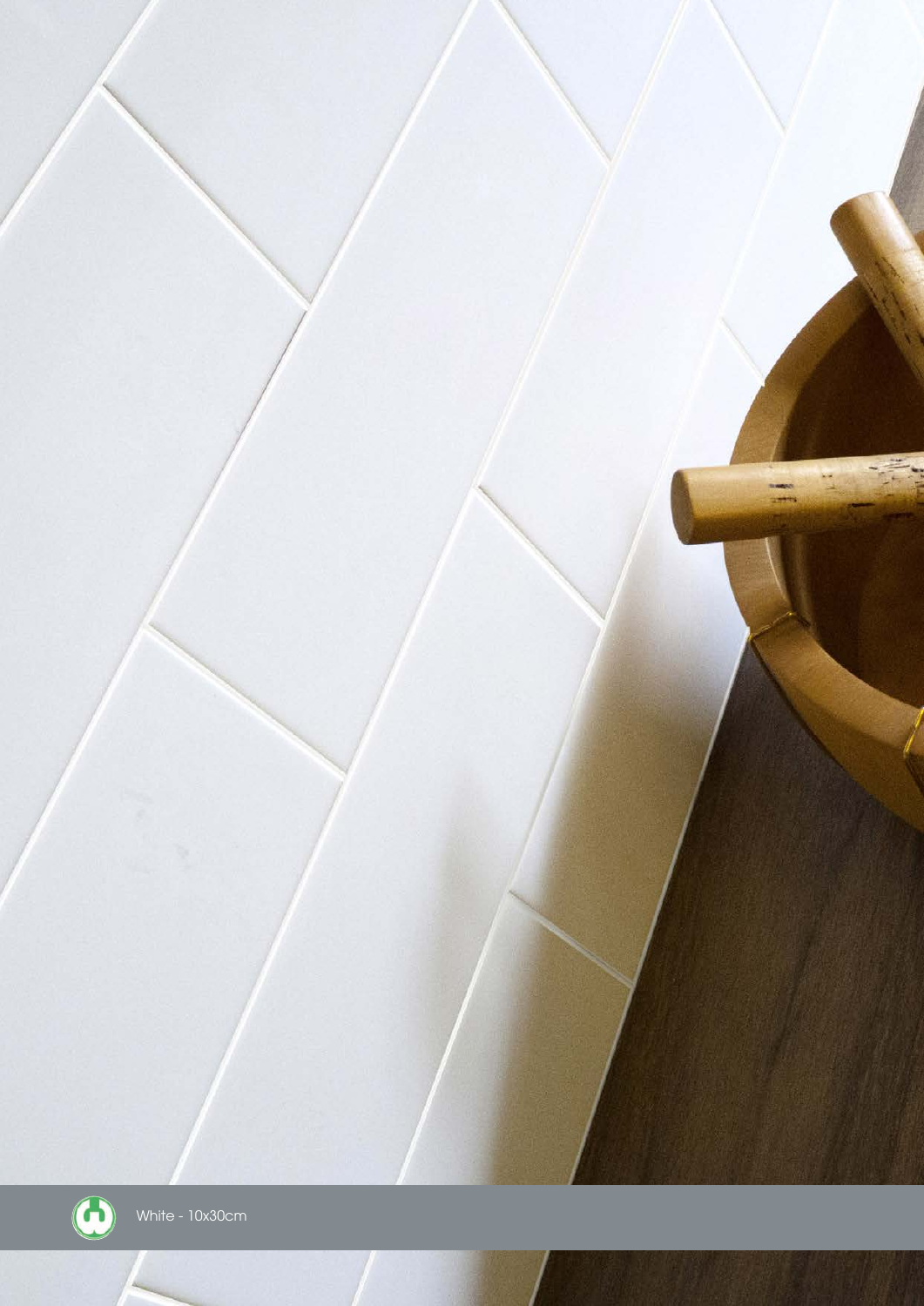White - 10x30cm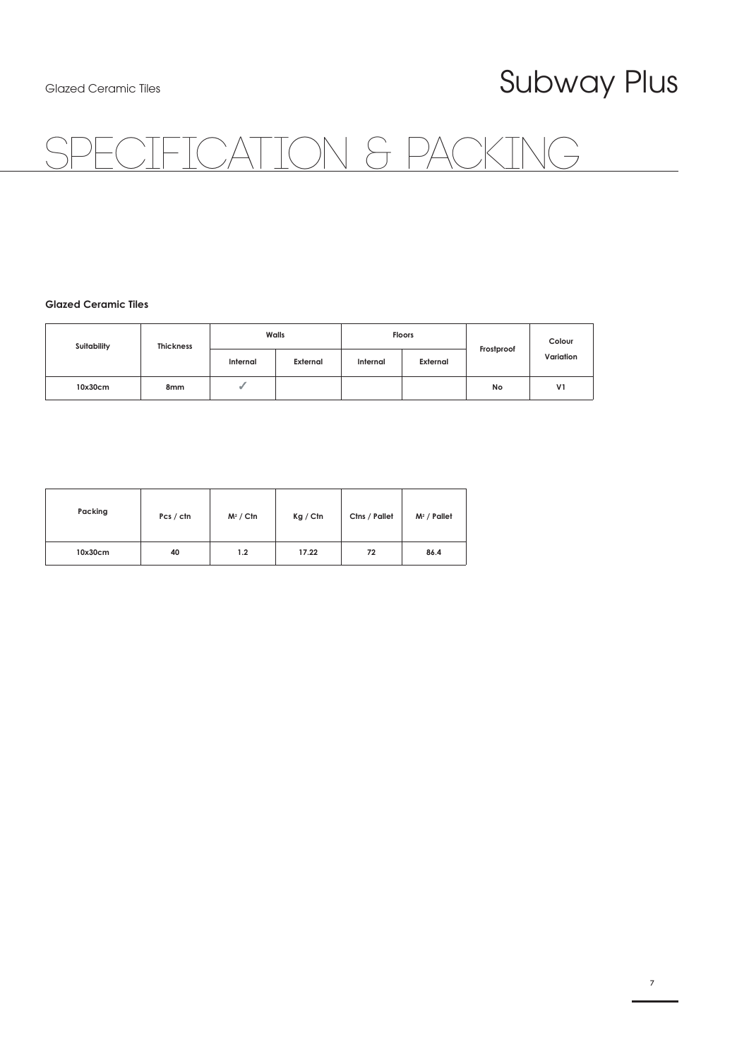Glazed Ceramic Tiles

# Subway Plus

# SPECIFICATION & PACKING

**Glazed Ceramic Tiles**

| Suitability | Thickness | Walls | | Floors | | Frostproof | Colour Variation |
|---|---|---|---|---|---|---|---|
| | | Internal | External | Internal | External | | |
| 10x30cm | 8mm | ✓ | | | | No | V1 |

| Packing | Pcs / ctn | $M^2$ / Ctn | Kg / Ctn | Ctns / Pallet | $M^2$ / Pallet |
|---|---|---|---|---|---|
| 10x30cm | 40 | 1.2 | 17.22 | 72 | 86.4 |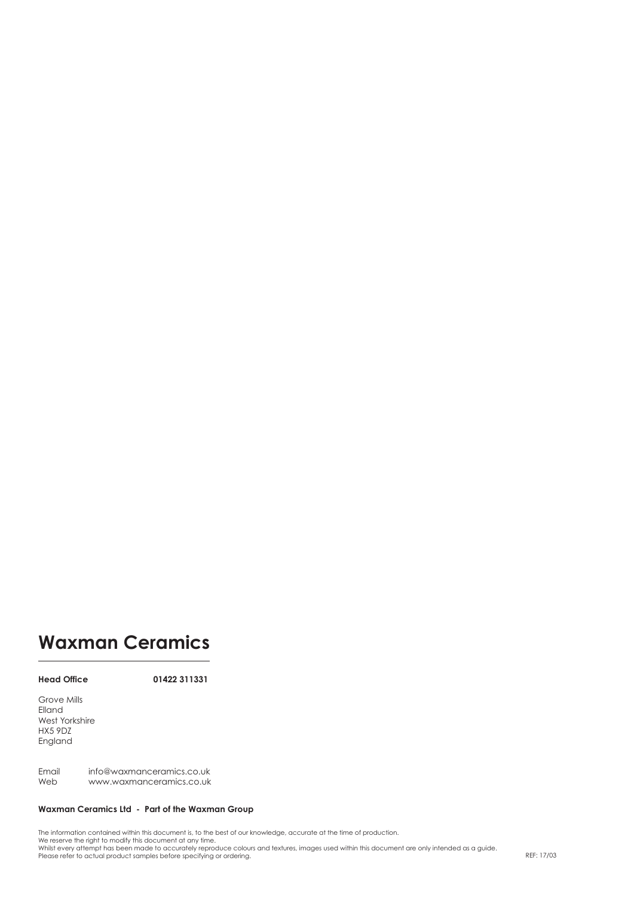# Waxman Ceramics

**Head Office** **01422 311331**

Grove Mills
Elland
West Yorkshire
HX5 9DZ
England

Email info@waxmanceramics.co.uk
Web www.waxmanceramics.co.uk

**Waxman Ceramics Ltd - Part of the Waxman Group**

The information contained within this document is, to the best of our knowledge, accurate at the time of production.
We reserve the right to modify this document at any time.
Whilst every attempt has been made to accurately reproduce colours and textures, images used within this document are only intended as a guide.
Please refer to actual product samples before specifying or ordering.

REF: 17/03